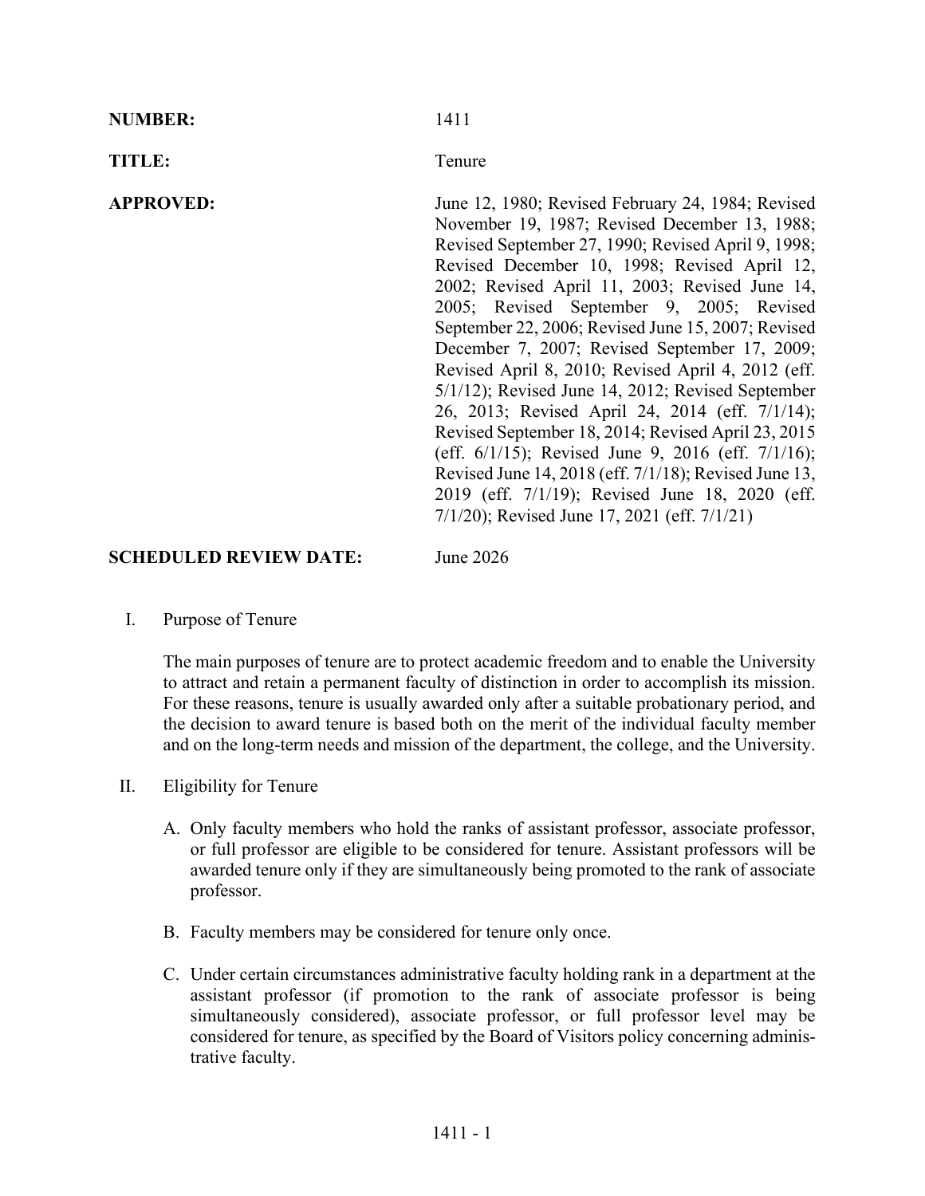**NUMBER:** 1411

**TITLE:** Tenure

**APPROVED:** June 12, 1980; Revised February 24, 1984; Revised November 19, 1987; Revised December 13, 1988; Revised September 27, 1990; Revised April 9, 1998; Revised December 10, 1998; Revised April 12, 2002; Revised April 11, 2003; Revised June 14, 2005; Revised September 9, 2005; Revised September 22, 2006; Revised June 15, 2007; Revised December 7, 2007; Revised September 17, 2009; Revised April 8, 2010; Revised April 4, 2012 (eff. 5/1/12); Revised June 14, 2012; Revised September 26, 2013; Revised April 24, 2014 (eff. 7/1/14); Revised September 18, 2014; Revised April 23, 2015 (eff. 6/1/15); Revised June 9, 2016 (eff. 7/1/16); Revised June 14, 2018 (eff. 7/1/18); Revised June 13, 2019 (eff. 7/1/19); Revised June 18, 2020 (eff. 7/1/20); Revised June 17, 2021 (eff. 7/1/21)

**SCHEDULED REVIEW DATE:** June 2026

I. Purpose of Tenure

The main purposes of tenure are to protect academic freedom and to enable the University to attract and retain a permanent faculty of distinction in order to accomplish its mission. For these reasons, tenure is usually awarded only after a suitable probationary period, and the decision to award tenure is based both on the merit of the individual faculty member and on the long-term needs and mission of the department, the college, and the University.

II. Eligibility for Tenure

A. Only faculty members who hold the ranks of assistant professor, associate professor, or full professor are eligible to be considered for tenure. Assistant professors will be awarded tenure only if they are simultaneously being promoted to the rank of associate professor.

B. Faculty members may be considered for tenure only once.

C. Under certain circumstances administrative faculty holding rank in a department at the assistant professor (if promotion to the rank of associate professor is being simultaneously considered), associate professor, or full professor level may be considered for tenure, as specified by the Board of Visitors policy concerning administrative faculty.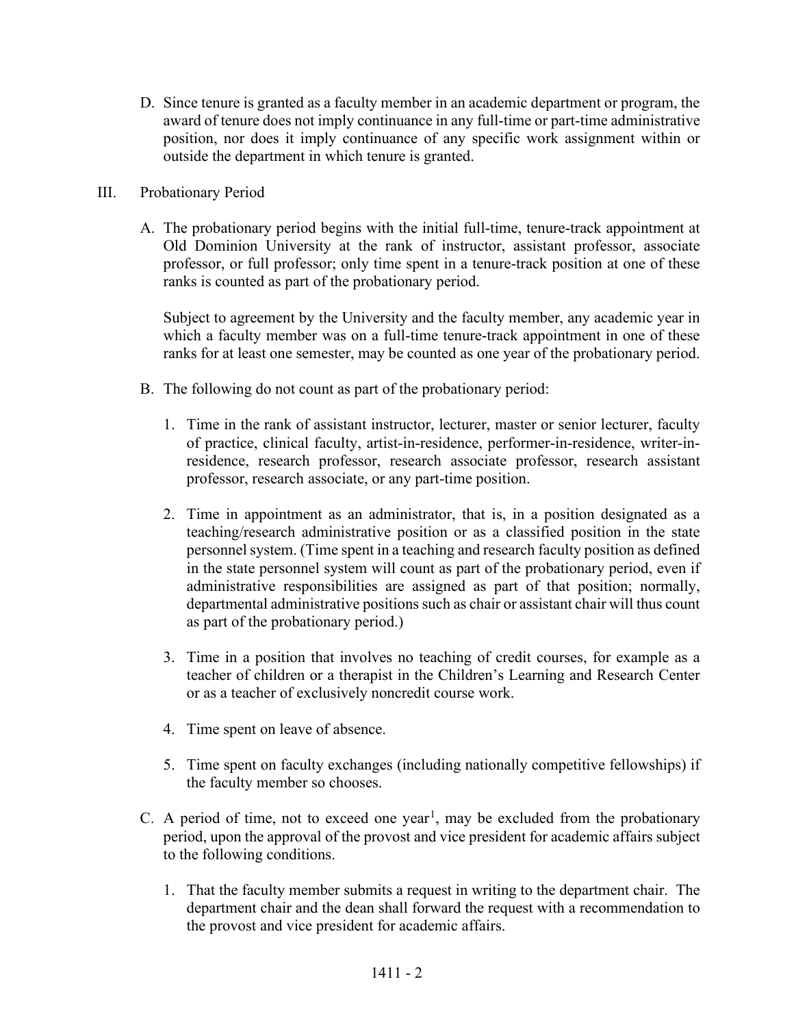D. Since tenure is granted as a faculty member in an academic department or program, the award of tenure does not imply continuance in any full-time or part-time administrative position, nor does it imply continuance of any specific work assignment within or outside the department in which tenure is granted.

III. Probationary Period

A. The probationary period begins with the initial full-time, tenure-track appointment at Old Dominion University at the rank of instructor, assistant professor, associate professor, or full professor; only time spent in a tenure-track position at one of these ranks is counted as part of the probationary period.

Subject to agreement by the University and the faculty member, any academic year in which a faculty member was on a full-time tenure-track appointment in one of these ranks for at least one semester, may be counted as one year of the probationary period.

B. The following do not count as part of the probationary period:

1. Time in the rank of assistant instructor, lecturer, master or senior lecturer, faculty of practice, clinical faculty, artist-in-residence, performer-in-residence, writer-in-residence, research professor, research associate professor, research assistant professor, research associate, or any part-time position.

2. Time in appointment as an administrator, that is, in a position designated as a teaching/research administrative position or as a classified position in the state personnel system. (Time spent in a teaching and research faculty position as defined in the state personnel system will count as part of the probationary period, even if administrative responsibilities are assigned as part of that position; normally, departmental administrative positions such as chair or assistant chair will thus count as part of the probationary period.)

3. Time in a position that involves no teaching of credit courses, for example as a teacher of children or a therapist in the Children's Learning and Research Center or as a teacher of exclusively noncredit course work.

4. Time spent on leave of absence.

5. Time spent on faculty exchanges (including nationally competitive fellowships) if the faculty member so chooses.

C. A period of time, not to exceed one year[1], may be excluded from the probationary period, upon the approval of the provost and vice president for academic affairs subject to the following conditions.

1. That the faculty member submits a request in writing to the department chair. The department chair and the dean shall forward the request with a recommendation to the provost and vice president for academic affairs.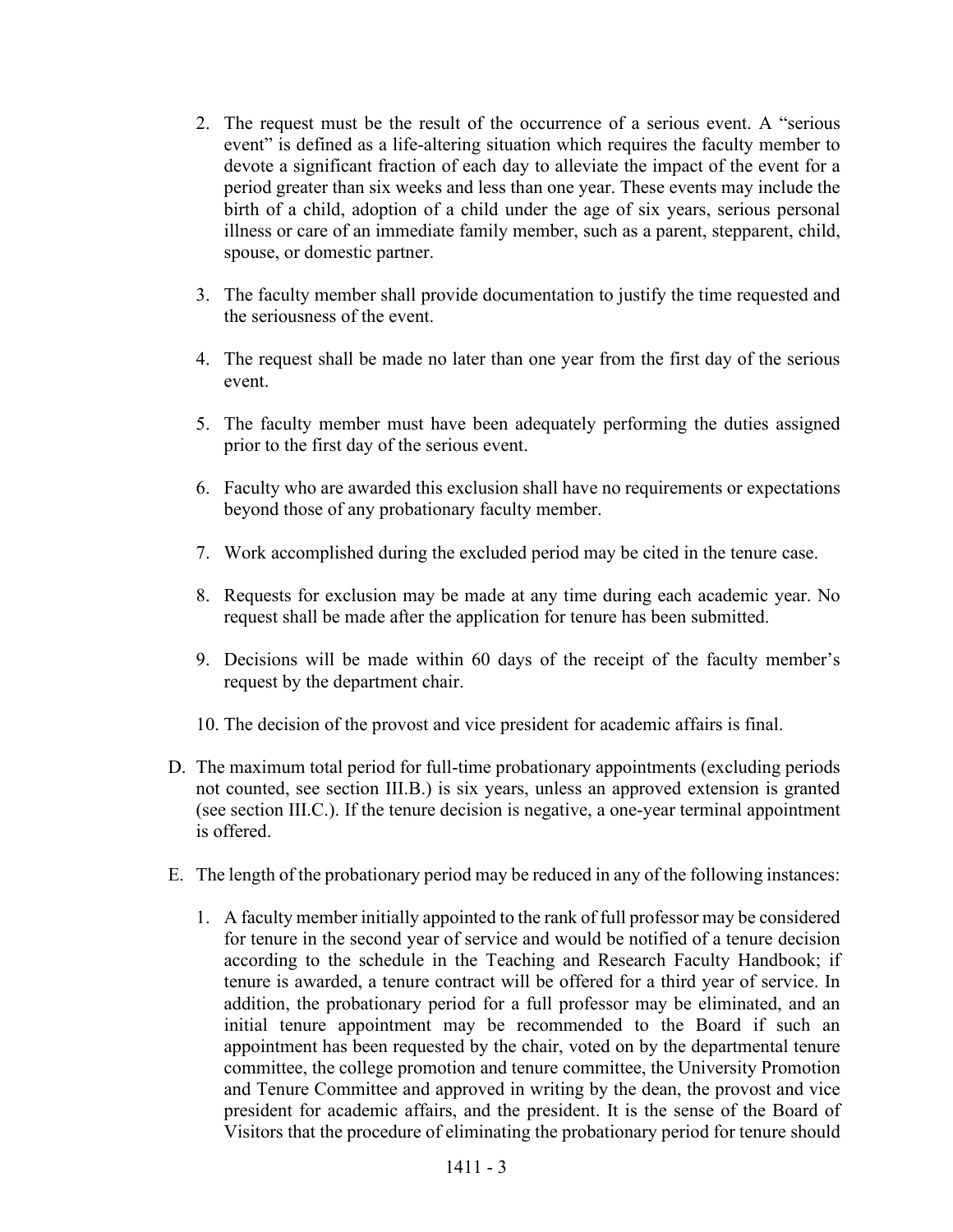2. The request must be the result of the occurrence of a serious event. A "serious event" is defined as a life-altering situation which requires the faculty member to devote a significant fraction of each day to alleviate the impact of the event for a period greater than six weeks and less than one year. These events may include the birth of a child, adoption of a child under the age of six years, serious personal illness or care of an immediate family member, such as a parent, stepparent, child, spouse, or domestic partner.

3. The faculty member shall provide documentation to justify the time requested and the seriousness of the event.

4. The request shall be made no later than one year from the first day of the serious event.

5. The faculty member must have been adequately performing the duties assigned prior to the first day of the serious event.

6. Faculty who are awarded this exclusion shall have no requirements or expectations beyond those of any probationary faculty member.

7. Work accomplished during the excluded period may be cited in the tenure case.

8. Requests for exclusion may be made at any time during each academic year. No request shall be made after the application for tenure has been submitted.

9. Decisions will be made within 60 days of the receipt of the faculty member's request by the department chair.

10. The decision of the provost and vice president for academic affairs is final.

D. The maximum total period for full-time probationary appointments (excluding periods not counted, see section III.B.) is six years, unless an approved extension is granted (see section III.C.). If the tenure decision is negative, a one-year terminal appointment is offered.

E. The length of the probationary period may be reduced in any of the following instances:

1. A faculty member initially appointed to the rank of full professor may be considered for tenure in the second year of service and would be notified of a tenure decision according to the schedule in the Teaching and Research Faculty Handbook; if tenure is awarded, a tenure contract will be offered for a third year of service. In addition, the probationary period for a full professor may be eliminated, and an initial tenure appointment may be recommended to the Board if such an appointment has been requested by the chair, voted on by the departmental tenure committee, the college promotion and tenure committee, the University Promotion and Tenure Committee and approved in writing by the dean, the provost and vice president for academic affairs, and the president. It is the sense of the Board of Visitors that the procedure of eliminating the probationary period for tenure should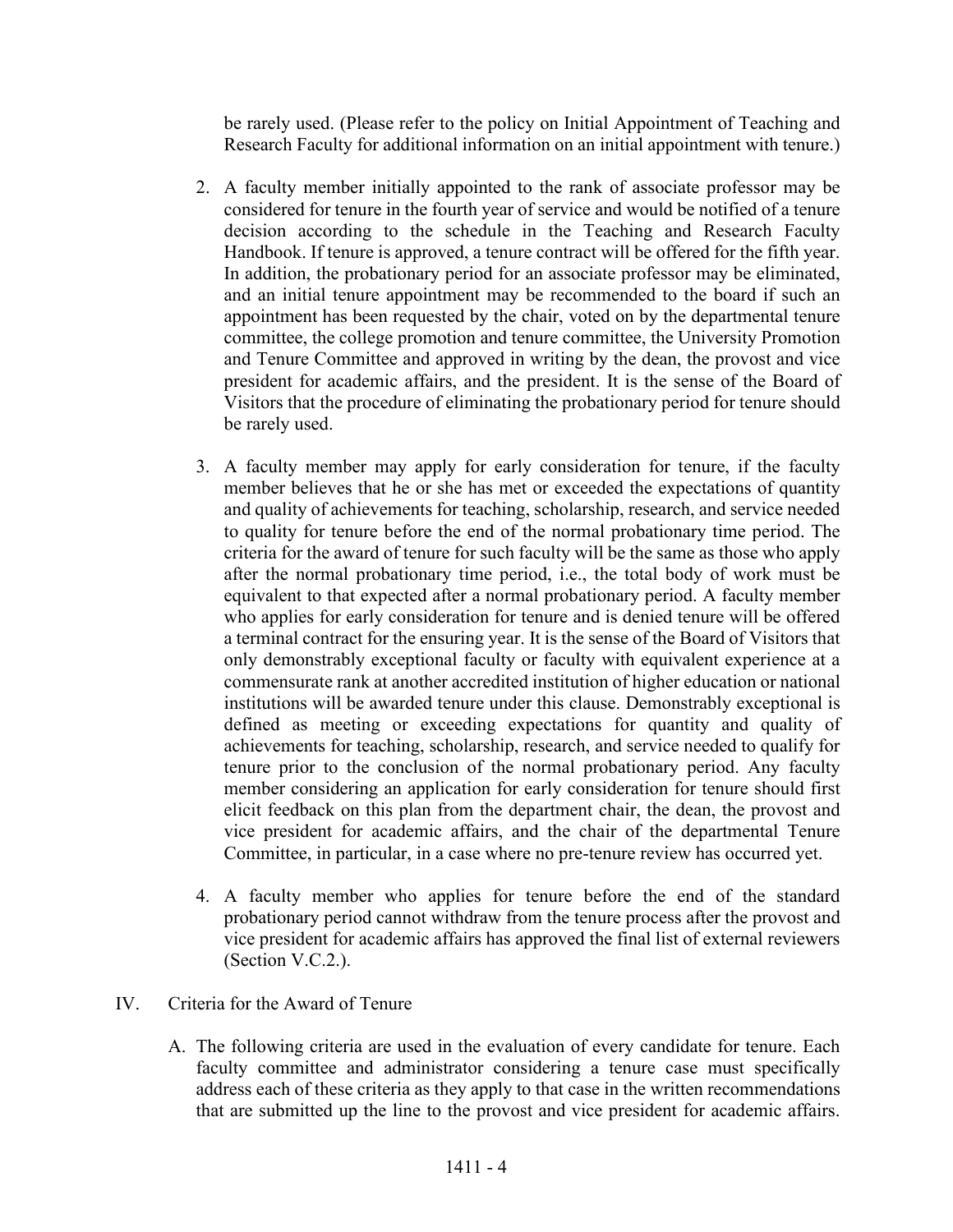be rarely used. (Please refer to the policy on Initial Appointment of Teaching and Research Faculty for additional information on an initial appointment with tenure.)

2. A faculty member initially appointed to the rank of associate professor may be considered for tenure in the fourth year of service and would be notified of a tenure decision according to the schedule in the Teaching and Research Faculty Handbook. If tenure is approved, a tenure contract will be offered for the fifth year. In addition, the probationary period for an associate professor may be eliminated, and an initial tenure appointment may be recommended to the board if such an appointment has been requested by the chair, voted on by the departmental tenure committee, the college promotion and tenure committee, the University Promotion and Tenure Committee and approved in writing by the dean, the provost and vice president for academic affairs, and the president. It is the sense of the Board of Visitors that the procedure of eliminating the probationary period for tenure should be rarely used.

3. A faculty member may apply for early consideration for tenure, if the faculty member believes that he or she has met or exceeded the expectations of quantity and quality of achievements for teaching, scholarship, research, and service needed to quality for tenure before the end of the normal probationary time period. The criteria for the award of tenure for such faculty will be the same as those who apply after the normal probationary time period, i.e., the total body of work must be equivalent to that expected after a normal probationary period. A faculty member who applies for early consideration for tenure and is denied tenure will be offered a terminal contract for the ensuring year. It is the sense of the Board of Visitors that only demonstrably exceptional faculty or faculty with equivalent experience at a commensurate rank at another accredited institution of higher education or national institutions will be awarded tenure under this clause. Demonstrably exceptional is defined as meeting or exceeding expectations for quantity and quality of achievements for teaching, scholarship, research, and service needed to qualify for tenure prior to the conclusion of the normal probationary period. Any faculty member considering an application for early consideration for tenure should first elicit feedback on this plan from the department chair, the dean, the provost and vice president for academic affairs, and the chair of the departmental Tenure Committee, in particular, in a case where no pre-tenure review has occurred yet.

4. A faculty member who applies for tenure before the end of the standard probationary period cannot withdraw from the tenure process after the provost and vice president for academic affairs has approved the final list of external reviewers (Section V.C.2.).

## IV. Criteria for the Award of Tenure

A. The following criteria are used in the evaluation of every candidate for tenure. Each faculty committee and administrator considering a tenure case must specifically address each of these criteria as they apply to that case in the written recommendations that are submitted up the line to the provost and vice president for academic affairs.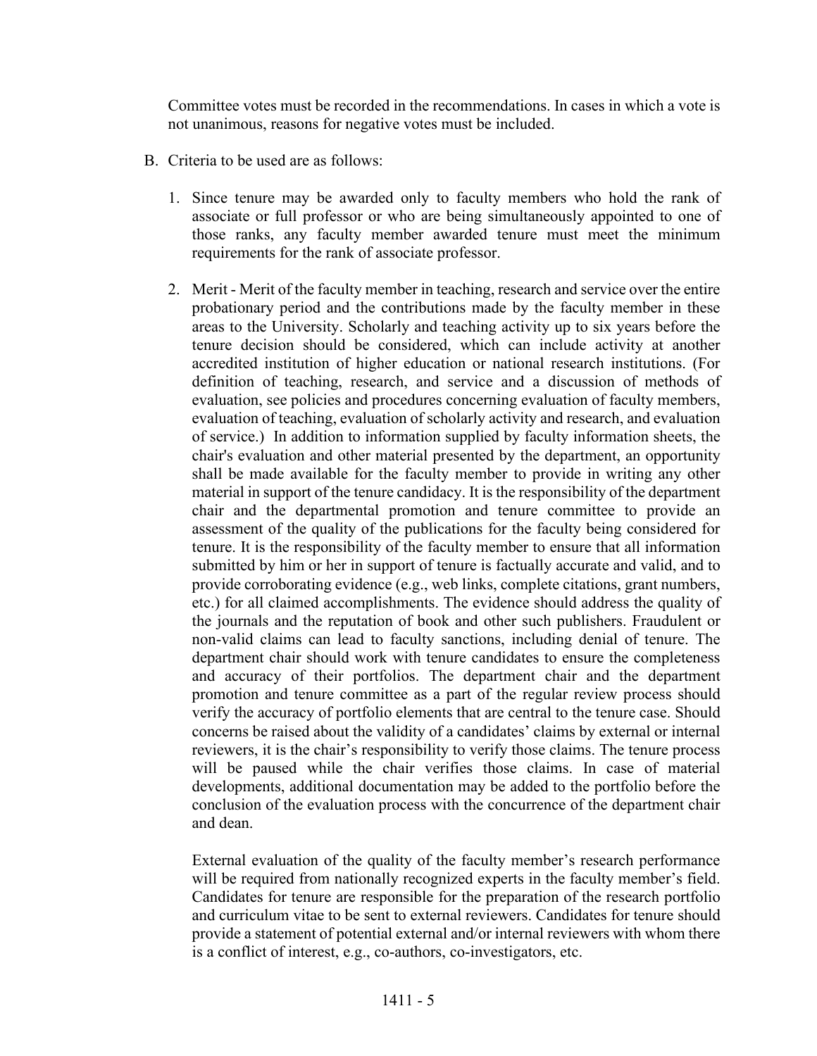Committee votes must be recorded in the recommendations. In cases in which a vote is not unanimous, reasons for negative votes must be included.

B. Criteria to be used are as follows:

   1. Since tenure may be awarded only to faculty members who hold the rank of associate or full professor or who are being simultaneously appointed to one of those ranks, any faculty member awarded tenure must meet the minimum requirements for the rank of associate professor.

   2. Merit - Merit of the faculty member in teaching, research and service over the entire probationary period and the contributions made by the faculty member in these areas to the University. Scholarly and teaching activity up to six years before the tenure decision should be considered, which can include activity at another accredited institution of higher education or national research institutions. (For definition of teaching, research, and service and a discussion of methods of evaluation, see policies and procedures concerning evaluation of faculty members, evaluation of teaching, evaluation of scholarly activity and research, and evaluation of service.) In addition to information supplied by faculty information sheets, the chair's evaluation and other material presented by the department, an opportunity shall be made available for the faculty member to provide in writing any other material in support of the tenure candidacy. It is the responsibility of the department chair and the departmental promotion and tenure committee to provide an assessment of the quality of the publications for the faculty being considered for tenure. It is the responsibility of the faculty member to ensure that all information submitted by him or her in support of tenure is factually accurate and valid, and to provide corroborating evidence (e.g., web links, complete citations, grant numbers, etc.) for all claimed accomplishments. The evidence should address the quality of the journals and the reputation of book and other such publishers. Fraudulent or non-valid claims can lead to faculty sanctions, including denial of tenure. The department chair should work with tenure candidates to ensure the completeness and accuracy of their portfolios. The department chair and the department promotion and tenure committee as a part of the regular review process should verify the accuracy of portfolio elements that are central to the tenure case. Should concerns be raised about the validity of a candidates' claims by external or internal reviewers, it is the chair's responsibility to verify those claims. The tenure process will be paused while the chair verifies those claims. In case of material developments, additional documentation may be added to the portfolio before the conclusion of the evaluation process with the concurrence of the department chair and dean.

      External evaluation of the quality of the faculty member's research performance will be required from nationally recognized experts in the faculty member's field. Candidates for tenure are responsible for the preparation of the research portfolio and curriculum vitae to be sent to external reviewers. Candidates for tenure should provide a statement of potential external and/or internal reviewers with whom there is a conflict of interest, e.g., co-authors, co-investigators, etc.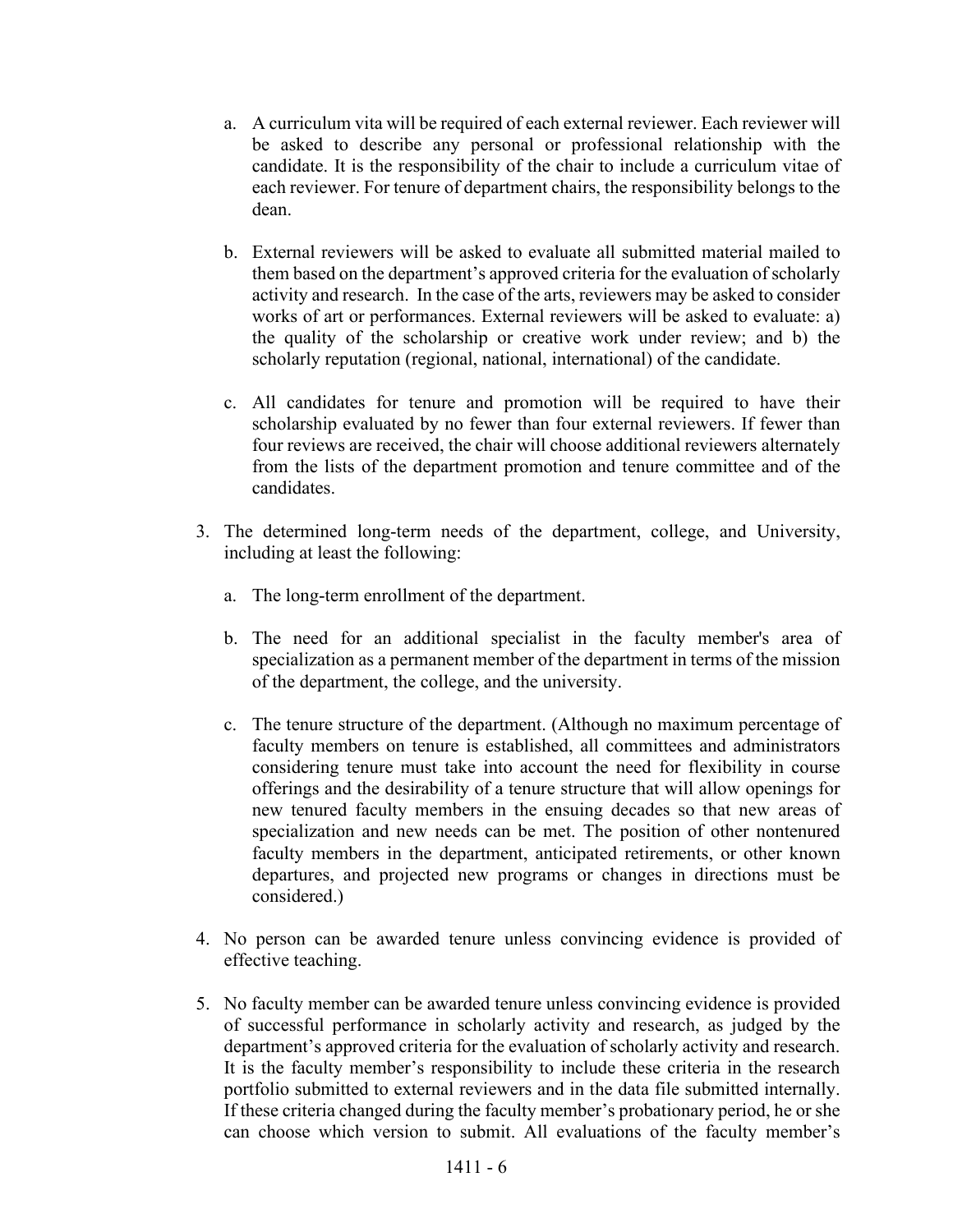a. A curriculum vita will be required of each external reviewer. Each reviewer will be asked to describe any personal or professional relationship with the candidate. It is the responsibility of the chair to include a curriculum vitae of each reviewer. For tenure of department chairs, the responsibility belongs to the dean.

b. External reviewers will be asked to evaluate all submitted material mailed to them based on the department's approved criteria for the evaluation of scholarly activity and research. In the case of the arts, reviewers may be asked to consider works of art or performances. External reviewers will be asked to evaluate: a) the quality of the scholarship or creative work under review; and b) the scholarly reputation (regional, national, international) of the candidate.

c. All candidates for tenure and promotion will be required to have their scholarship evaluated by no fewer than four external reviewers. If fewer than four reviews are received, the chair will choose additional reviewers alternately from the lists of the department promotion and tenure committee and of the candidates.

3. The determined long-term needs of the department, college, and University, including at least the following:

   a. The long-term enrollment of the department.

   b. The need for an additional specialist in the faculty member's area of specialization as a permanent member of the department in terms of the mission of the department, the college, and the university.

   c. The tenure structure of the department. (Although no maximum percentage of faculty members on tenure is established, all committees and administrators considering tenure must take into account the need for flexibility in course offerings and the desirability of a tenure structure that will allow openings for new tenured faculty members in the ensuing decades so that new areas of specialization and new needs can be met. The position of other nontenured faculty members in the department, anticipated retirements, or other known departures, and projected new programs or changes in directions must be considered.)

4. No person can be awarded tenure unless convincing evidence is provided of effective teaching.

5. No faculty member can be awarded tenure unless convincing evidence is provided of successful performance in scholarly activity and research, as judged by the department's approved criteria for the evaluation of scholarly activity and research. It is the faculty member's responsibility to include these criteria in the research portfolio submitted to external reviewers and in the data file submitted internally. If these criteria changed during the faculty member's probationary period, he or she can choose which version to submit. All evaluations of the faculty member's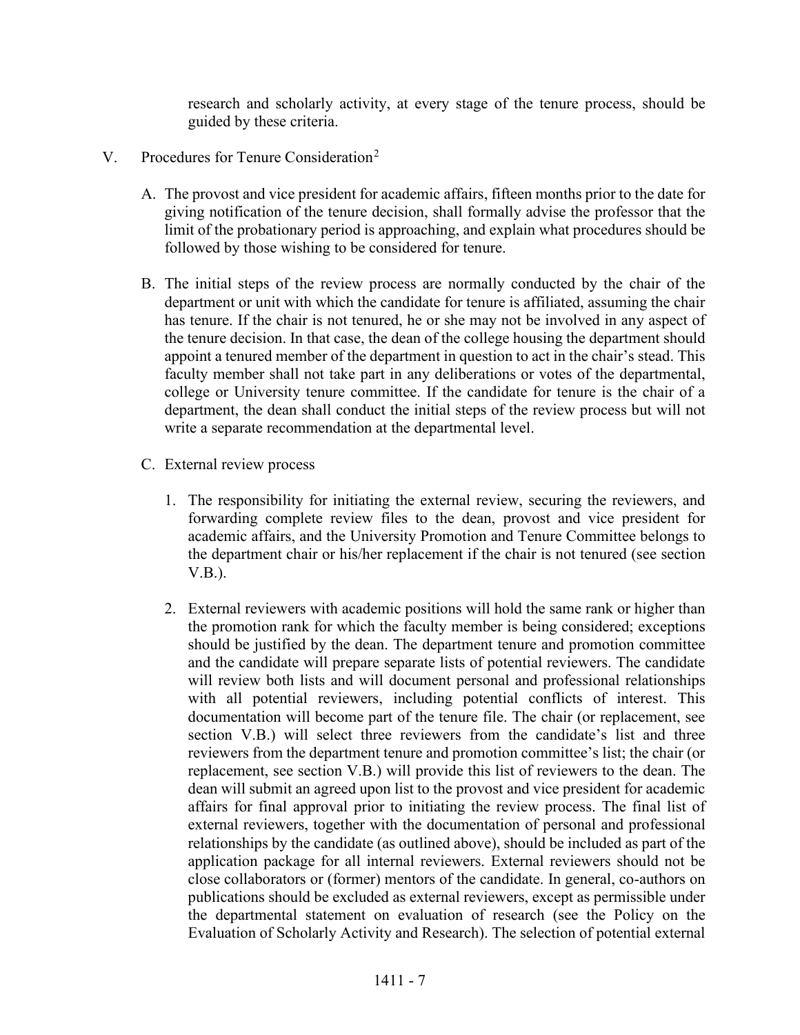research and scholarly activity, at every stage of the tenure process, should be guided by these criteria.

V. Procedures for Tenure Consideration[2]

A. The provost and vice president for academic affairs, fifteen months prior to the date for giving notification of the tenure decision, shall formally advise the professor that the limit of the probationary period is approaching, and explain what procedures should be followed by those wishing to be considered for tenure.

B. The initial steps of the review process are normally conducted by the chair of the department or unit with which the candidate for tenure is affiliated, assuming the chair has tenure. If the chair is not tenured, he or she may not be involved in any aspect of the tenure decision. In that case, the dean of the college housing the department should appoint a tenured member of the department in question to act in the chair's stead. This faculty member shall not take part in any deliberations or votes of the departmental, college or University tenure committee. If the candidate for tenure is the chair of a department, the dean shall conduct the initial steps of the review process but will not write a separate recommendation at the departmental level.

C. External review process

1. The responsibility for initiating the external review, securing the reviewers, and forwarding complete review files to the dean, provost and vice president for academic affairs, and the University Promotion and Tenure Committee belongs to the department chair or his/her replacement if the chair is not tenured (see section V.B.).

2. External reviewers with academic positions will hold the same rank or higher than the promotion rank for which the faculty member is being considered; exceptions should be justified by the dean. The department tenure and promotion committee and the candidate will prepare separate lists of potential reviewers. The candidate will review both lists and will document personal and professional relationships with all potential reviewers, including potential conflicts of interest. This documentation will become part of the tenure file. The chair (or replacement, see section V.B.) will select three reviewers from the candidate's list and three reviewers from the department tenure and promotion committee's list; the chair (or replacement, see section V.B.) will provide this list of reviewers to the dean. The dean will submit an agreed upon list to the provost and vice president for academic affairs for final approval prior to initiating the review process. The final list of external reviewers, together with the documentation of personal and professional relationships by the candidate (as outlined above), should be included as part of the application package for all internal reviewers. External reviewers should not be close collaborators or (former) mentors of the candidate. In general, co-authors on publications should be excluded as external reviewers, except as permissible under the departmental statement on evaluation of research (see the Policy on the Evaluation of Scholarly Activity and Research). The selection of potential external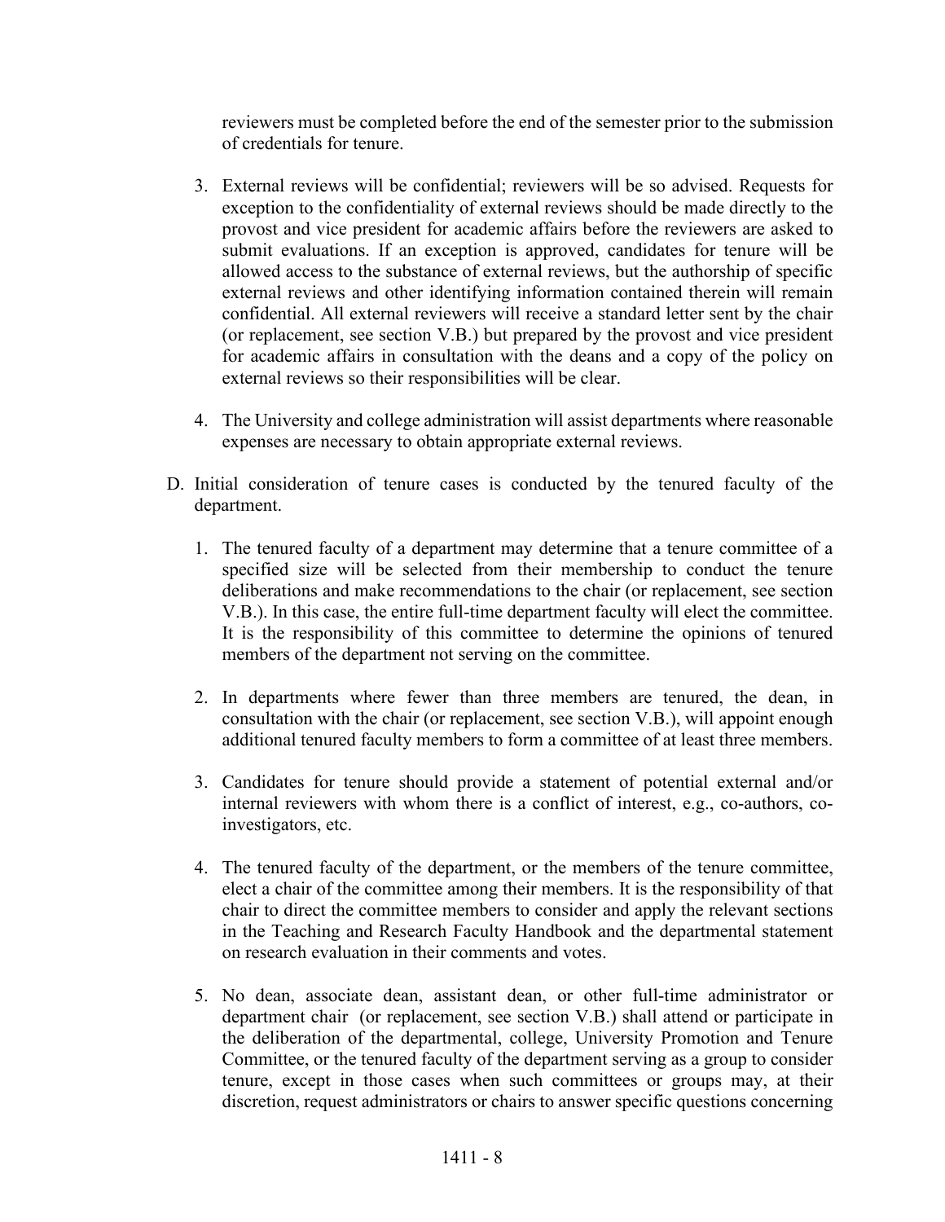reviewers must be completed before the end of the semester prior to the submission of credentials for tenure.

3. External reviews will be confidential; reviewers will be so advised. Requests for exception to the confidentiality of external reviews should be made directly to the provost and vice president for academic affairs before the reviewers are asked to submit evaluations. If an exception is approved, candidates for tenure will be allowed access to the substance of external reviews, but the authorship of specific external reviews and other identifying information contained therein will remain confidential. All external reviewers will receive a standard letter sent by the chair (or replacement, see section V.B.) but prepared by the provost and vice president for academic affairs in consultation with the deans and a copy of the policy on external reviews so their responsibilities will be clear.

4. The University and college administration will assist departments where reasonable expenses are necessary to obtain appropriate external reviews.

D. Initial consideration of tenure cases is conducted by the tenured faculty of the department.

1. The tenured faculty of a department may determine that a tenure committee of a specified size will be selected from their membership to conduct the tenure deliberations and make recommendations to the chair (or replacement, see section V.B.). In this case, the entire full-time department faculty will elect the committee. It is the responsibility of this committee to determine the opinions of tenured members of the department not serving on the committee.

2. In departments where fewer than three members are tenured, the dean, in consultation with the chair (or replacement, see section V.B.), will appoint enough additional tenured faculty members to form a committee of at least three members.

3. Candidates for tenure should provide a statement of potential external and/or internal reviewers with whom there is a conflict of interest, e.g., co-authors, co-investigators, etc.

4. The tenured faculty of the department, or the members of the tenure committee, elect a chair of the committee among their members. It is the responsibility of that chair to direct the committee members to consider and apply the relevant sections in the Teaching and Research Faculty Handbook and the departmental statement on research evaluation in their comments and votes.

5. No dean, associate dean, assistant dean, or other full-time administrator or department chair (or replacement, see section V.B.) shall attend or participate in the deliberation of the departmental, college, University Promotion and Tenure Committee, or the tenured faculty of the department serving as a group to consider tenure, except in those cases when such committees or groups may, at their discretion, request administrators or chairs to answer specific questions concerning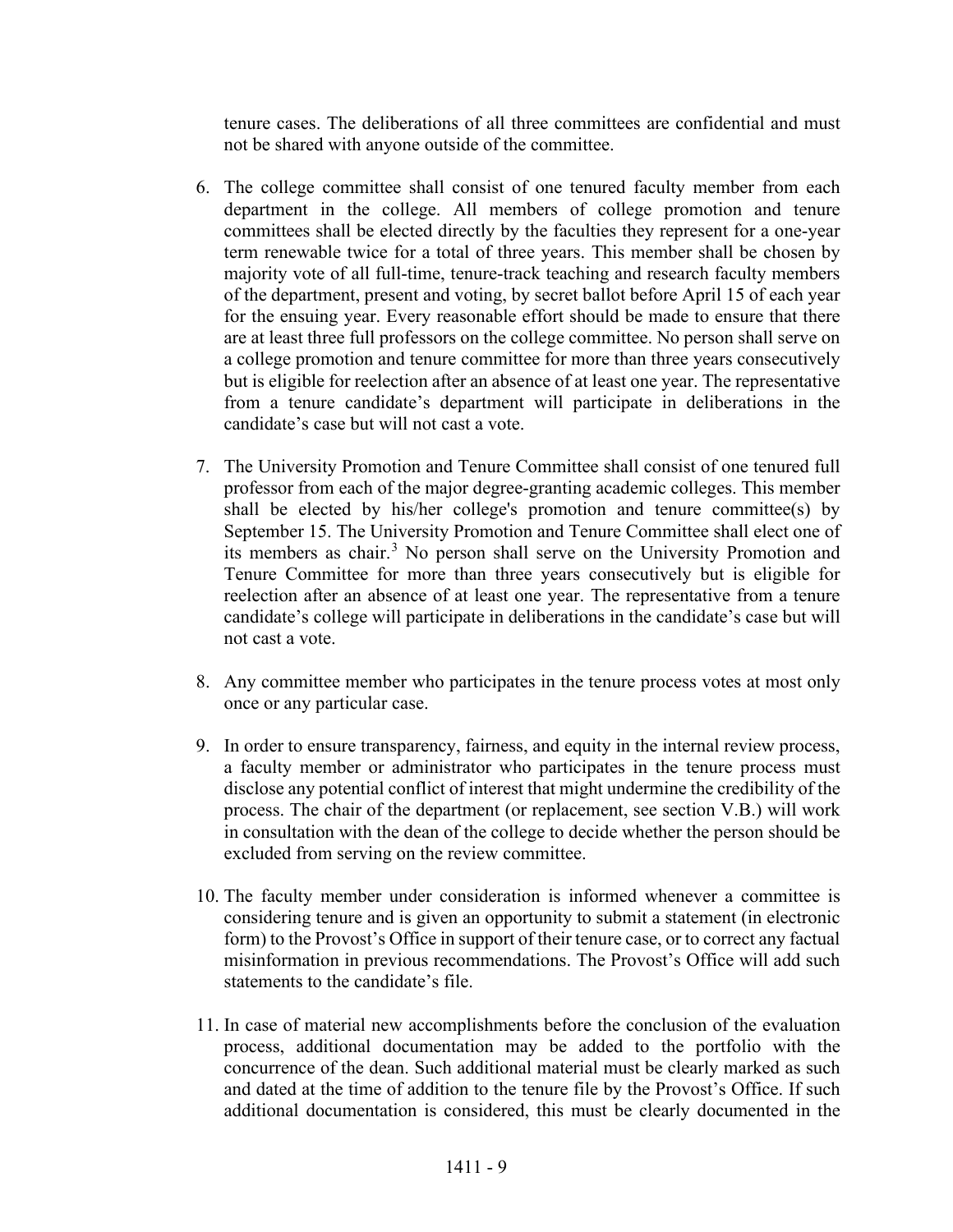tenure cases. The deliberations of all three committees are confidential and must not be shared with anyone outside of the committee.

6. The college committee shall consist of one tenured faculty member from each department in the college. All members of college promotion and tenure committees shall be elected directly by the faculties they represent for a one-year term renewable twice for a total of three years. This member shall be chosen by majority vote of all full-time, tenure-track teaching and research faculty members of the department, present and voting, by secret ballot before April 15 of each year for the ensuing year. Every reasonable effort should be made to ensure that there are at least three full professors on the college committee. No person shall serve on a college promotion and tenure committee for more than three years consecutively but is eligible for reelection after an absence of at least one year. The representative from a tenure candidate's department will participate in deliberations in the candidate's case but will not cast a vote.

7. The University Promotion and Tenure Committee shall consist of one tenured full professor from each of the major degree-granting academic colleges. This member shall be elected by his/her college's promotion and tenure committee(s) by September 15. The University Promotion and Tenure Committee shall elect one of its members as chair.[3] No person shall serve on the University Promotion and Tenure Committee for more than three years consecutively but is eligible for reelection after an absence of at least one year. The representative from a tenure candidate's college will participate in deliberations in the candidate's case but will not cast a vote.

8. Any committee member who participates in the tenure process votes at most only once or any particular case.

9. In order to ensure transparency, fairness, and equity in the internal review process, a faculty member or administrator who participates in the tenure process must disclose any potential conflict of interest that might undermine the credibility of the process. The chair of the department (or replacement, see section V.B.) will work in consultation with the dean of the college to decide whether the person should be excluded from serving on the review committee.

10. The faculty member under consideration is informed whenever a committee is considering tenure and is given an opportunity to submit a statement (in electronic form) to the Provost's Office in support of their tenure case, or to correct any factual misinformation in previous recommendations. The Provost's Office will add such statements to the candidate's file.

11. In case of material new accomplishments before the conclusion of the evaluation process, additional documentation may be added to the portfolio with the concurrence of the dean. Such additional material must be clearly marked as such and dated at the time of addition to the tenure file by the Provost's Office. If such additional documentation is considered, this must be clearly documented in the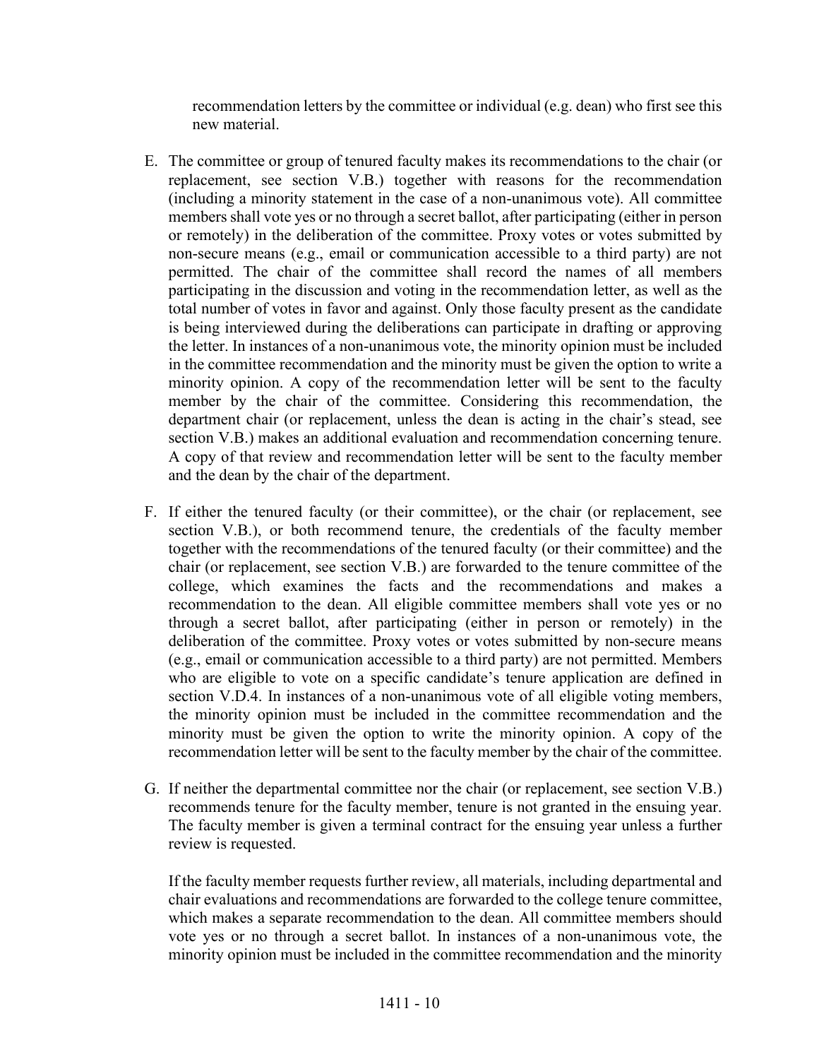recommendation letters by the committee or individual (e.g. dean) who first see this new material.

E. The committee or group of tenured faculty makes its recommendations to the chair (or replacement, see section V.B.) together with reasons for the recommendation (including a minority statement in the case of a non-unanimous vote). All committee members shall vote yes or no through a secret ballot, after participating (either in person or remotely) in the deliberation of the committee. Proxy votes or votes submitted by non-secure means (e.g., email or communication accessible to a third party) are not permitted. The chair of the committee shall record the names of all members participating in the discussion and voting in the recommendation letter, as well as the total number of votes in favor and against. Only those faculty present as the candidate is being interviewed during the deliberations can participate in drafting or approving the letter. In instances of a non-unanimous vote, the minority opinion must be included in the committee recommendation and the minority must be given the option to write a minority opinion. A copy of the recommendation letter will be sent to the faculty member by the chair of the committee. Considering this recommendation, the department chair (or replacement, unless the dean is acting in the chair's stead, see section V.B.) makes an additional evaluation and recommendation concerning tenure. A copy of that review and recommendation letter will be sent to the faculty member and the dean by the chair of the department.

F. If either the tenured faculty (or their committee), or the chair (or replacement, see section V.B.), or both recommend tenure, the credentials of the faculty member together with the recommendations of the tenured faculty (or their committee) and the chair (or replacement, see section V.B.) are forwarded to the tenure committee of the college, which examines the facts and the recommendations and makes a recommendation to the dean. All eligible committee members shall vote yes or no through a secret ballot, after participating (either in person or remotely) in the deliberation of the committee. Proxy votes or votes submitted by non-secure means (e.g., email or communication accessible to a third party) are not permitted. Members who are eligible to vote on a specific candidate's tenure application are defined in section V.D.4. In instances of a non-unanimous vote of all eligible voting members, the minority opinion must be included in the committee recommendation and the minority must be given the option to write the minority opinion. A copy of the recommendation letter will be sent to the faculty member by the chair of the committee.

G. If neither the departmental committee nor the chair (or replacement, see section V.B.) recommends tenure for the faculty member, tenure is not granted in the ensuing year. The faculty member is given a terminal contract for the ensuing year unless a further review is requested.

   If the faculty member requests further review, all materials, including departmental and chair evaluations and recommendations are forwarded to the college tenure committee, which makes a separate recommendation to the dean. All committee members should vote yes or no through a secret ballot. In instances of a non-unanimous vote, the minority opinion must be included in the committee recommendation and the minority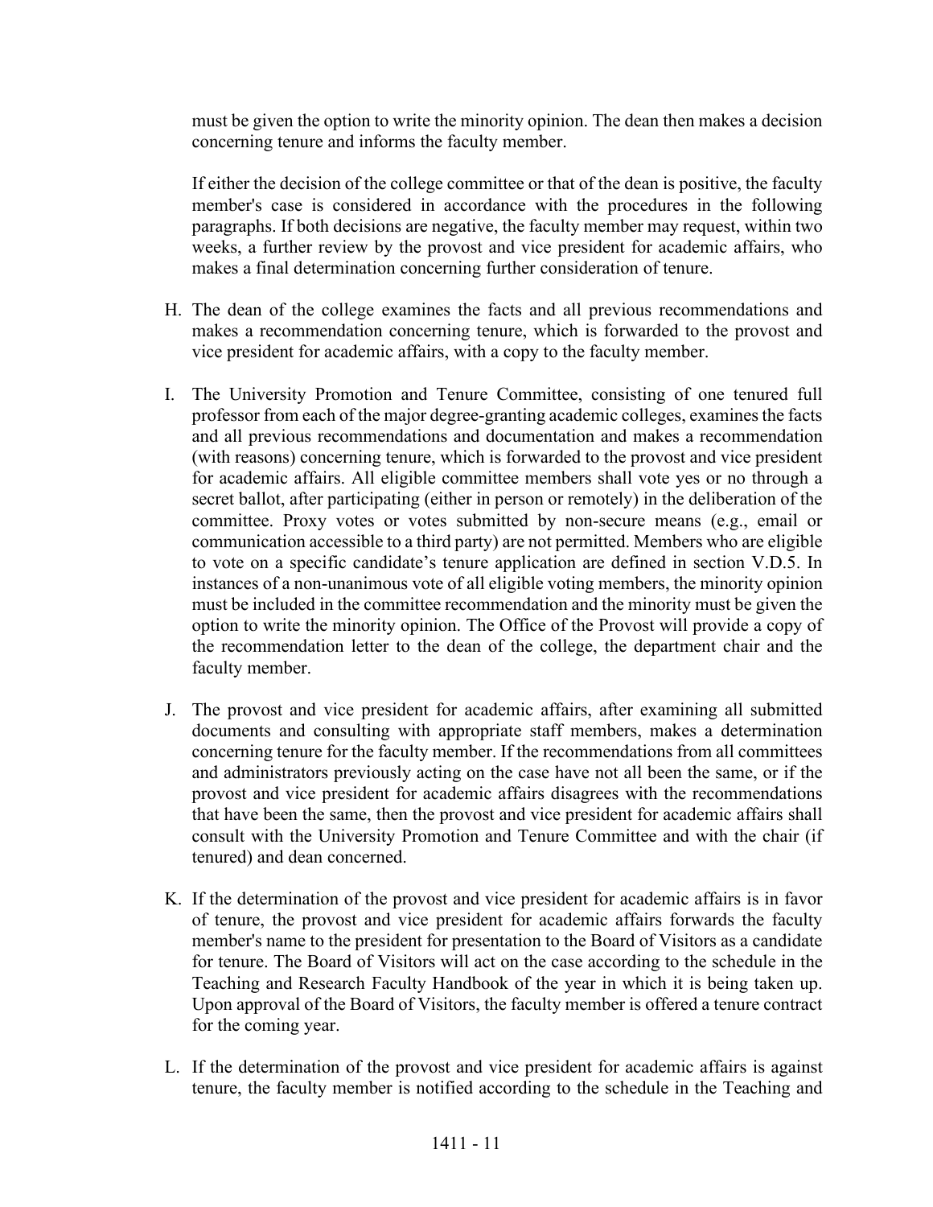must be given the option to write the minority opinion. The dean then makes a decision concerning tenure and informs the faculty member.

If either the decision of the college committee or that of the dean is positive, the faculty member's case is considered in accordance with the procedures in the following paragraphs. If both decisions are negative, the faculty member may request, within two weeks, a further review by the provost and vice president for academic affairs, who makes a final determination concerning further consideration of tenure.

H. The dean of the college examines the facts and all previous recommendations and makes a recommendation concerning tenure, which is forwarded to the provost and vice president for academic affairs, with a copy to the faculty member.

I. The University Promotion and Tenure Committee, consisting of one tenured full professor from each of the major degree-granting academic colleges, examines the facts and all previous recommendations and documentation and makes a recommendation (with reasons) concerning tenure, which is forwarded to the provost and vice president for academic affairs. All eligible committee members shall vote yes or no through a secret ballot, after participating (either in person or remotely) in the deliberation of the committee. Proxy votes or votes submitted by non-secure means (e.g., email or communication accessible to a third party) are not permitted. Members who are eligible to vote on a specific candidate's tenure application are defined in section V.D.5. In instances of a non-unanimous vote of all eligible voting members, the minority opinion must be included in the committee recommendation and the minority must be given the option to write the minority opinion. The Office of the Provost will provide a copy of the recommendation letter to the dean of the college, the department chair and the faculty member.

J. The provost and vice president for academic affairs, after examining all submitted documents and consulting with appropriate staff members, makes a determination concerning tenure for the faculty member. If the recommendations from all committees and administrators previously acting on the case have not all been the same, or if the provost and vice president for academic affairs disagrees with the recommendations that have been the same, then the provost and vice president for academic affairs shall consult with the University Promotion and Tenure Committee and with the chair (if tenured) and dean concerned.

K. If the determination of the provost and vice president for academic affairs is in favor of tenure, the provost and vice president for academic affairs forwards the faculty member's name to the president for presentation to the Board of Visitors as a candidate for tenure. The Board of Visitors will act on the case according to the schedule in the Teaching and Research Faculty Handbook of the year in which it is being taken up. Upon approval of the Board of Visitors, the faculty member is offered a tenure contract for the coming year.

L. If the determination of the provost and vice president for academic affairs is against tenure, the faculty member is notified according to the schedule in the Teaching and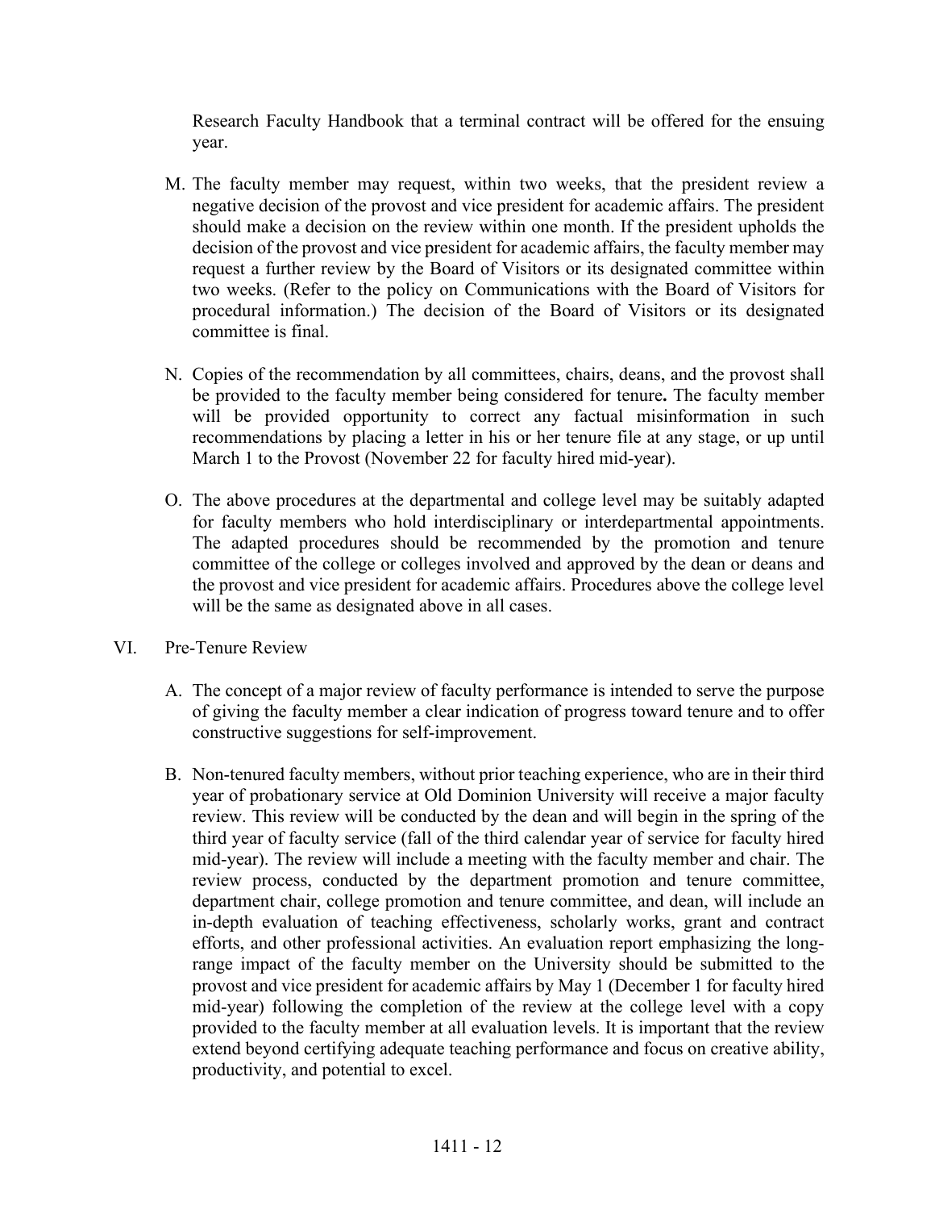Research Faculty Handbook that a terminal contract will be offered for the ensuing year.

M. The faculty member may request, within two weeks, that the president review a negative decision of the provost and vice president for academic affairs. The president should make a decision on the review within one month. If the president upholds the decision of the provost and vice president for academic affairs, the faculty member may request a further review by the Board of Visitors or its designated committee within two weeks. (Refer to the policy on Communications with the Board of Visitors for procedural information.) The decision of the Board of Visitors or its designated committee is final.

N. Copies of the recommendation by all committees, chairs, deans, and the provost shall be provided to the faculty member being considered for tenure**.** The faculty member will be provided opportunity to correct any factual misinformation in such recommendations by placing a letter in his or her tenure file at any stage, or up until March 1 to the Provost (November 22 for faculty hired mid-year).

O. The above procedures at the departmental and college level may be suitably adapted for faculty members who hold interdisciplinary or interdepartmental appointments. The adapted procedures should be recommended by the promotion and tenure committee of the college or colleges involved and approved by the dean or deans and the provost and vice president for academic affairs. Procedures above the college level will be the same as designated above in all cases.

VI. Pre-Tenure Review

A. The concept of a major review of faculty performance is intended to serve the purpose of giving the faculty member a clear indication of progress toward tenure and to offer constructive suggestions for self-improvement.

B. Non-tenured faculty members, without prior teaching experience, who are in their third year of probationary service at Old Dominion University will receive a major faculty review. This review will be conducted by the dean and will begin in the spring of the third year of faculty service (fall of the third calendar year of service for faculty hired mid-year). The review will include a meeting with the faculty member and chair. The review process, conducted by the department promotion and tenure committee, department chair, college promotion and tenure committee, and dean, will include an in-depth evaluation of teaching effectiveness, scholarly works, grant and contract efforts, and other professional activities. An evaluation report emphasizing the long-range impact of the faculty member on the University should be submitted to the provost and vice president for academic affairs by May 1 (December 1 for faculty hired mid-year) following the completion of the review at the college level with a copy provided to the faculty member at all evaluation levels. It is important that the review extend beyond certifying adequate teaching performance and focus on creative ability, productivity, and potential to excel.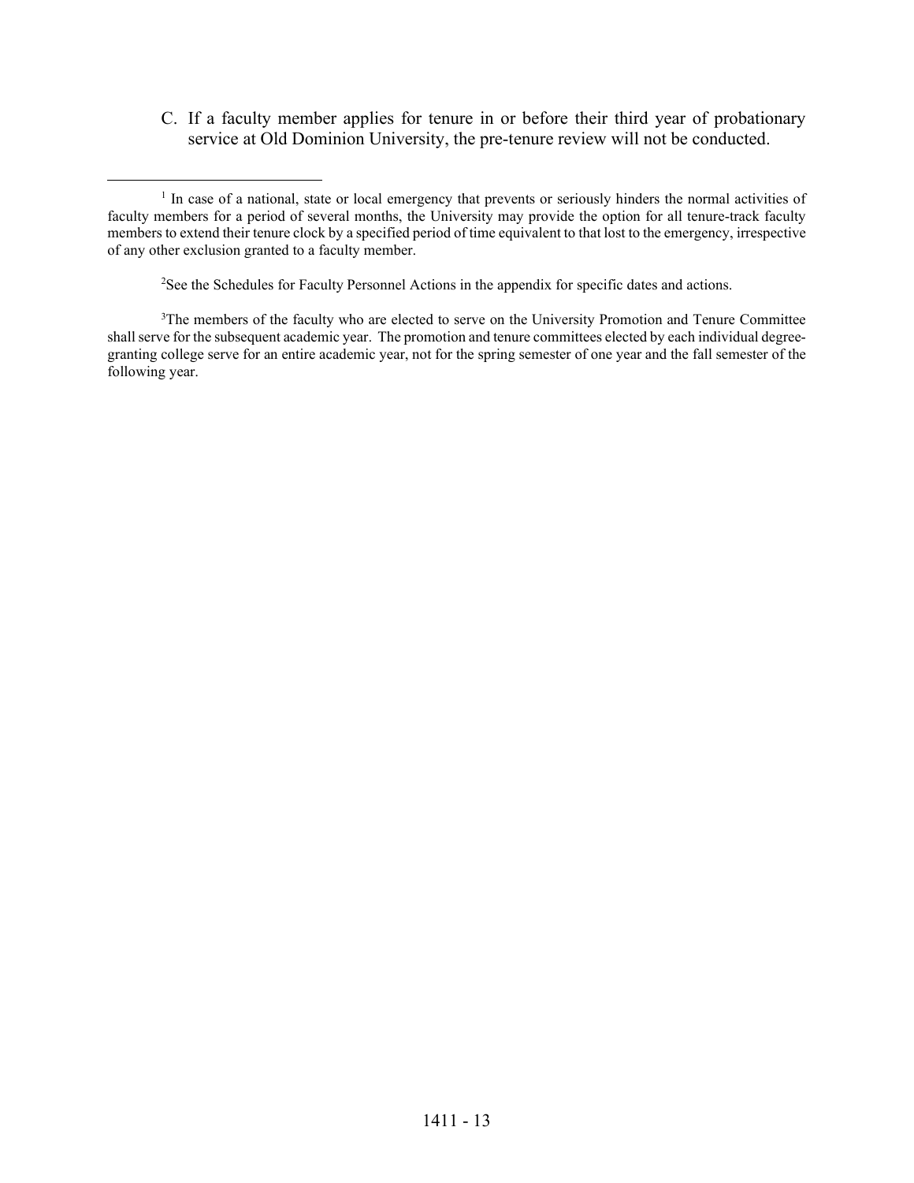C. If a faculty member applies for tenure in or before their third year of probationary service at Old Dominion University, the pre-tenure review will not be conducted.

---

[1] In case of a national, state or local emergency that prevents or seriously hinders the normal activities of faculty members for a period of several months, the University may provide the option for all tenure-track faculty members to extend their tenure clock by a specified period of time equivalent to that lost to the emergency, irrespective of any other exclusion granted to a faculty member.

[2] See the Schedules for Faculty Personnel Actions in the appendix for specific dates and actions.

[3] The members of the faculty who are elected to serve on the University Promotion and Tenure Committee shall serve for the subsequent academic year. The promotion and tenure committees elected by each individual degree-granting college serve for an entire academic year, not for the spring semester of one year and the fall semester of the following year.